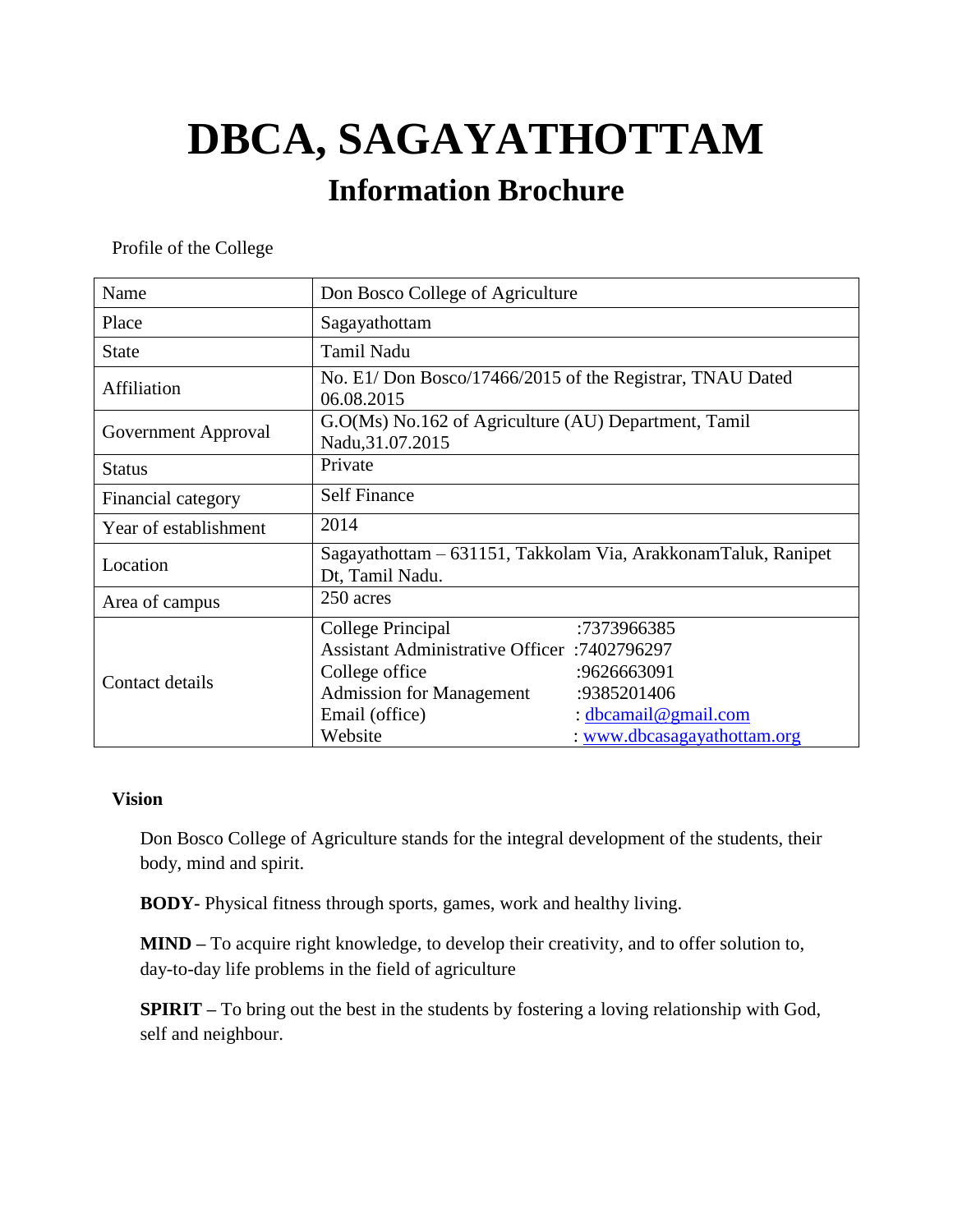# DBCA, SAGAYATHOTTAM

## Information Brochure

Profile of the College

| | |
|---|---|
| Name | Don Bosco College of Agriculture |
| Place | Sagayathottam |
| State | Tamil Nadu |
| Affiliation | No. E1/ Don Bosco/17466/2015 of the Registrar, TNAU Dated 06.08.2015 |
| Government Approval | G.O(Ms) No.162 of Agriculture (AU) Department, Tamil Nadu,31.07.2015 |
| Status | Private |
| Financial category | Self Finance |
| Year of establishment | 2014 |
| Location | Sagayathottam – 631151, Takkolam Via, ArakkonamTaluk, Ranipet Dt, Tamil Nadu. |
| Area of campus | 250 acres |
| Contact details | College Principal :7373966385<br>Assistant Administrative Officer :7402796297<br>College office :9626663091<br>Admission for Management :9385201406<br>Email (office) : dbcamail@gmail.com<br>Website : www.dbcasagayathottam.org |

**Vision**

Don Bosco College of Agriculture stands for the integral development of the students, their body, mind and spirit.

**BODY**- Physical fitness through sports, games, work and healthy living.

**MIND –** To acquire right knowledge, to develop their creativity, and to offer solution to, day-to-day life problems in the field of agriculture

**SPIRIT –** To bring out the best in the students by fostering a loving relationship with God, self and neighbour.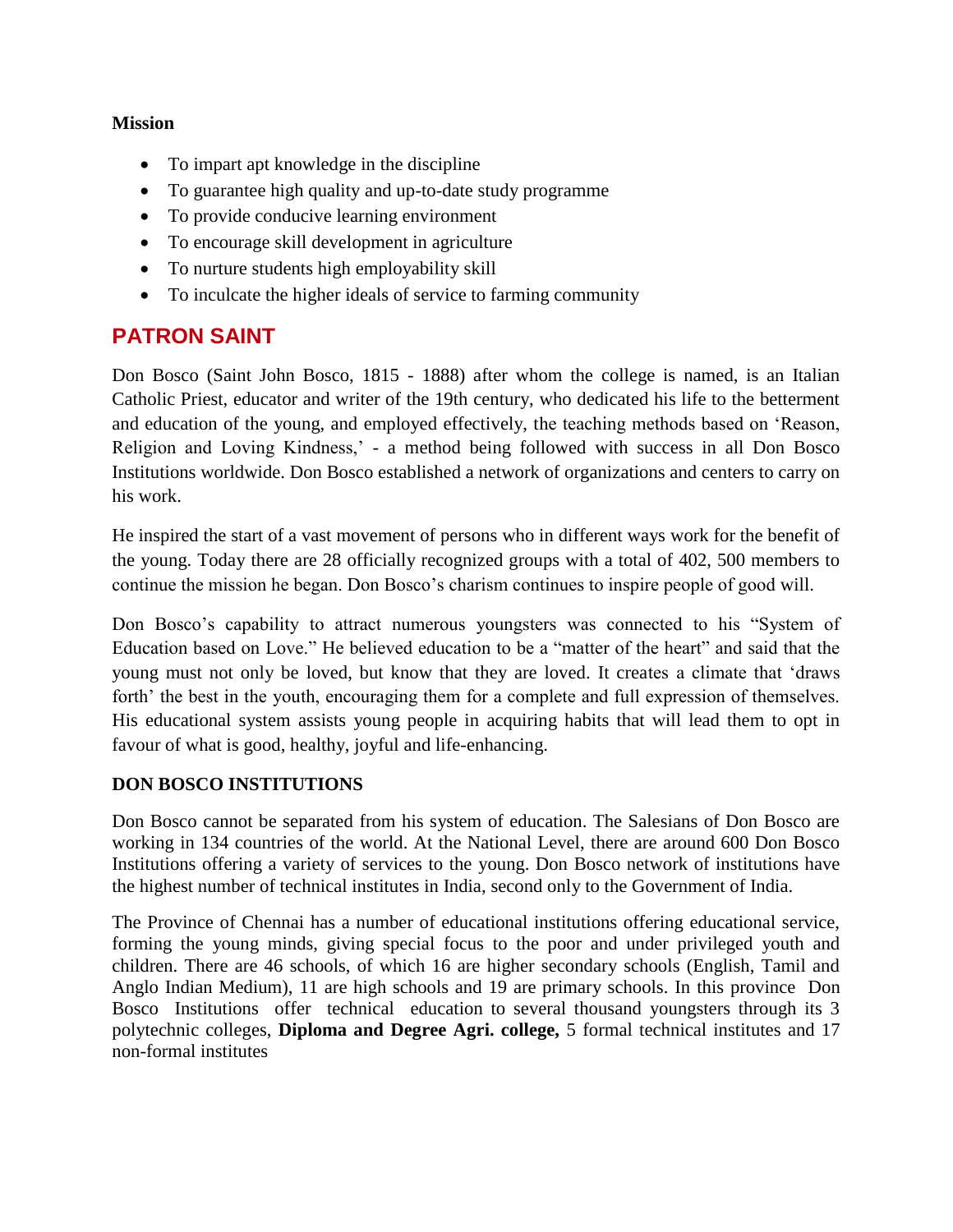**Mission**

- To impart apt knowledge in the discipline
- To guarantee high quality and up-to-date study programme
- To provide conducive learning environment
- To encourage skill development in agriculture
- To nurture students high employability skill
- To inculcate the higher ideals of service to farming community

## PATRON SAINT

Don Bosco (Saint John Bosco, 1815 - 1888) after whom the college is named, is an Italian Catholic Priest, educator and writer of the 19th century, who dedicated his life to the betterment and education of the young, and employed effectively, the teaching methods based on 'Reason, Religion and Loving Kindness,' - a method being followed with success in all Don Bosco Institutions worldwide. Don Bosco established a network of organizations and centers to carry on his work.

He inspired the start of a vast movement of persons who in different ways work for the benefit of the young. Today there are 28 officially recognized groups with a total of 402, 500 members to continue the mission he began. Don Bosco's charism continues to inspire people of good will.

Don Bosco's capability to attract numerous youngsters was connected to his "System of Education based on Love." He believed education to be a "matter of the heart" and said that the young must not only be loved, but know that they are loved. It creates a climate that 'draws forth' the best in the youth, encouraging them for a complete and full expression of themselves. His educational system assists young people in acquiring habits that will lead them to opt in favour of what is good, healthy, joyful and life-enhancing.

**DON BOSCO INSTITUTIONS**

Don Bosco cannot be separated from his system of education. The Salesians of Don Bosco are working in 134 countries of the world. At the National Level, there are around 600 Don Bosco Institutions offering a variety of services to the young. Don Bosco network of institutions have the highest number of technical institutes in India, second only to the Government of India.

The Province of Chennai has a number of educational institutions offering educational service, forming the young minds, giving special focus to the poor and under privileged youth and children. There are 46 schools, of which 16 are higher secondary schools (English, Tamil and Anglo Indian Medium), 11 are high schools and 19 are primary schools. In this province Don Bosco Institutions offer technical education to several thousand youngsters through its 3 polytechnic colleges, **Diploma and Degree Agri. college,** 5 formal technical institutes and 17 non-formal institutes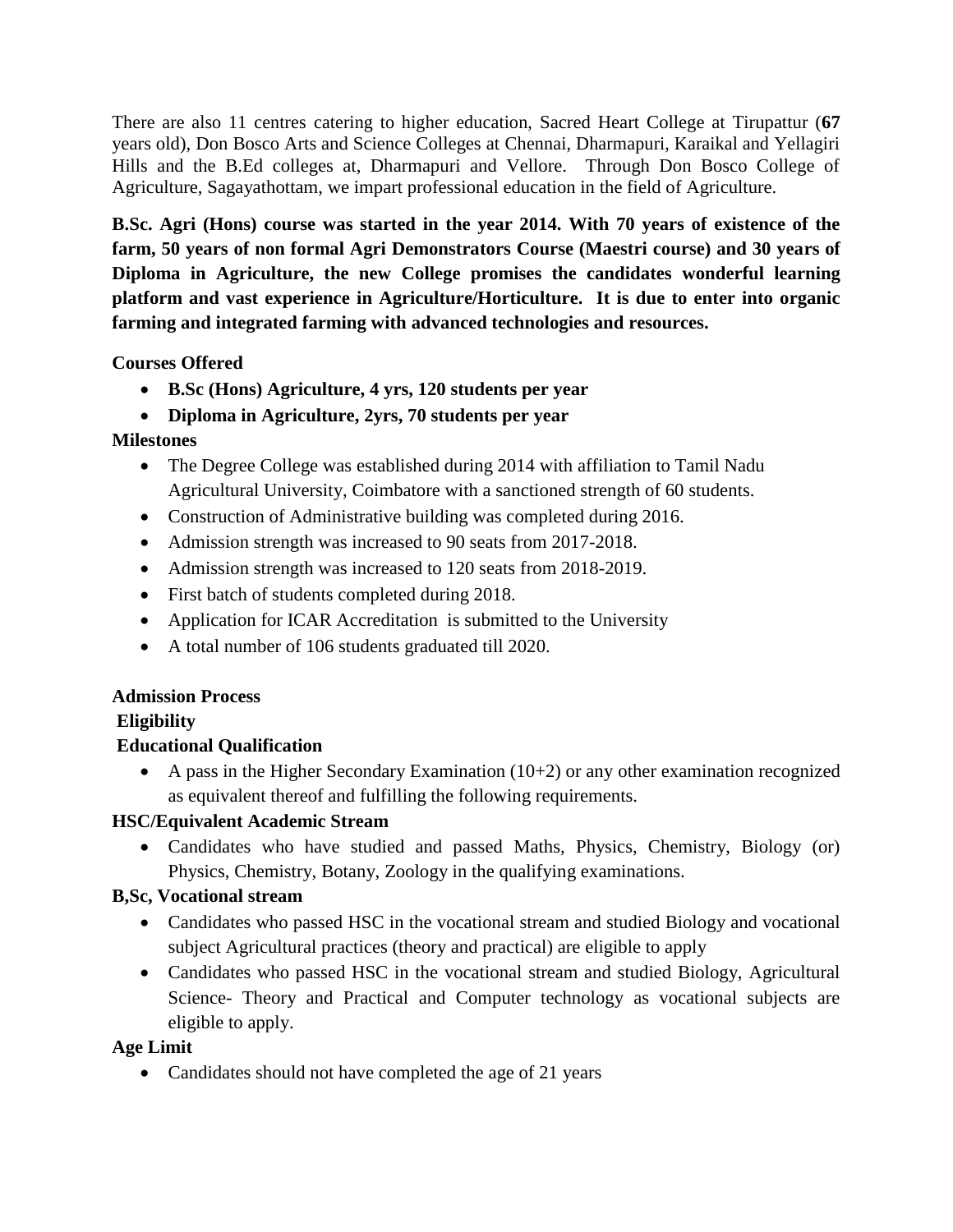There are also 11 centres catering to higher education, Sacred Heart College at Tirupattur (**67** years old), Don Bosco Arts and Science Colleges at Chennai, Dharmapuri, Karaikal and Yellagiri Hills and the B.Ed colleges at, Dharmapuri and Vellore. Through Don Bosco College of Agriculture, Sagayathottam, we impart professional education in the field of Agriculture.

**B.Sc. Agri (Hons) course was started in the year 2014. With 70 years of existence of the farm, 50 years of non formal Agri Demonstrators Course (Maestri course) and 30 years of Diploma in Agriculture, the new College promises the candidates wonderful learning platform and vast experience in Agriculture/Horticulture. It is due to enter into organic farming and integrated farming with advanced technologies and resources.**

**Courses Offered**

- **B.Sc (Hons) Agriculture, 4 yrs, 120 students per year**
- **Diploma in Agriculture, 2yrs, 70 students per year**

**Milestones**

- The Degree College was established during 2014 with affiliation to Tamil Nadu Agricultural University, Coimbatore with a sanctioned strength of 60 students.
- Construction of Administrative building was completed during 2016.
- Admission strength was increased to 90 seats from 2017-2018.
- Admission strength was increased to 120 seats from 2018-2019.
- First batch of students completed during 2018.
- Application for ICAR Accreditation is submitted to the University
- A total number of 106 students graduated till 2020.

**Admission Process**

**Eligibility**

**Educational Qualification**

- A pass in the Higher Secondary Examination (10+2) or any other examination recognized as equivalent thereof and fulfilling the following requirements.

**HSC/Equivalent Academic Stream**

- Candidates who have studied and passed Maths, Physics, Chemistry, Biology (or) Physics, Chemistry, Botany, Zoology in the qualifying examinations.

**B,Sc, Vocational stream**

- Candidates who passed HSC in the vocational stream and studied Biology and vocational subject Agricultural practices (theory and practical) are eligible to apply
- Candidates who passed HSC in the vocational stream and studied Biology, Agricultural Science- Theory and Practical and Computer technology as vocational subjects are eligible to apply.

**Age Limit**

- Candidates should not have completed the age of 21 years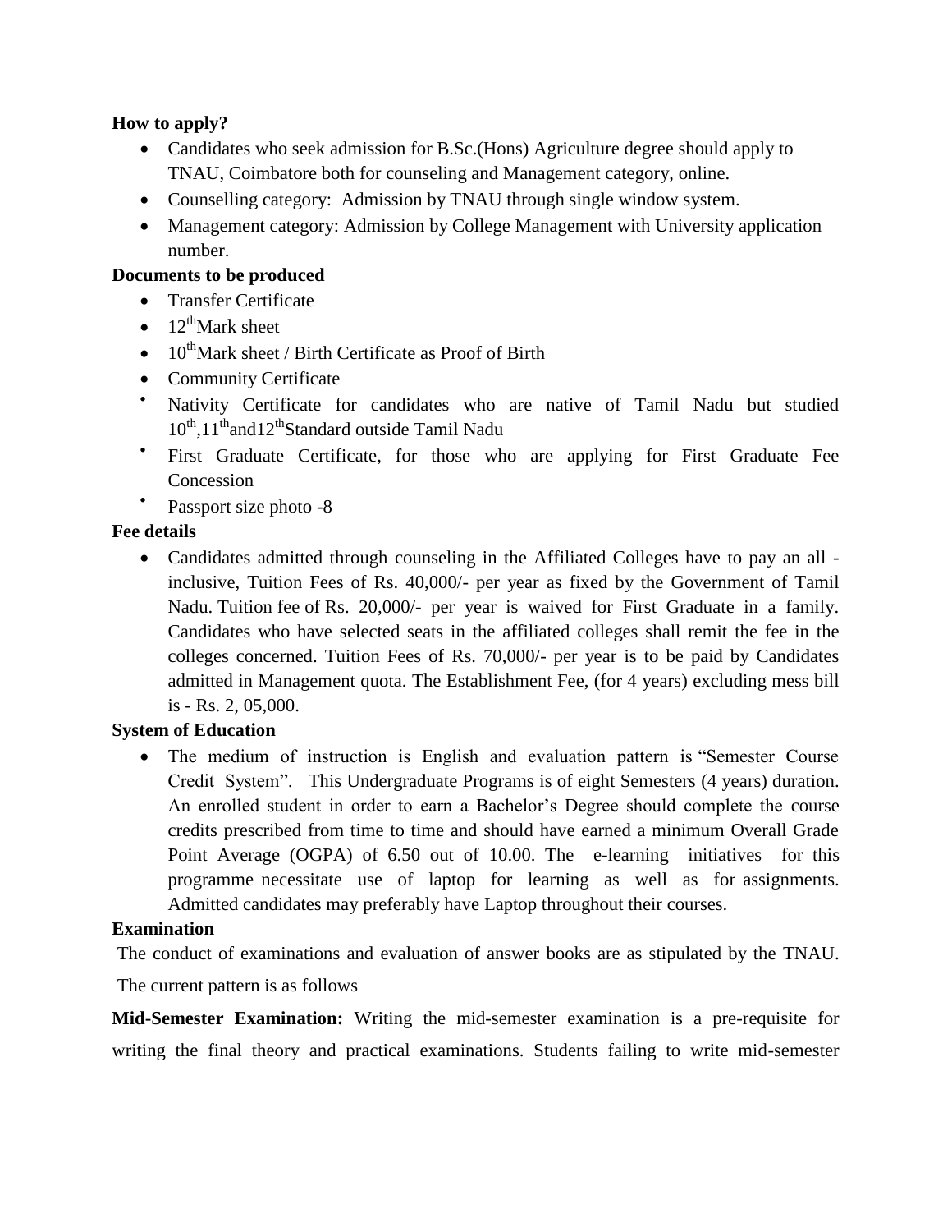**How to apply?**

- Candidates who seek admission for B.Sc.(Hons) Agriculture degree should apply to TNAU, Coimbatore both for counseling and Management category, online.
- Counselling category: Admission by TNAU through single window system.
- Management category: Admission by College Management with University application number.

**Documents to be produced**

- Transfer Certificate
- 12th Mark sheet
- 10th Mark sheet / Birth Certificate as Proof of Birth
- Community Certificate
- Nativity Certificate for candidates who are native of Tamil Nadu but studied 10th, 11th and 12th Standard outside Tamil Nadu
- First Graduate Certificate, for those who are applying for First Graduate Fee Concession
- Passport size photo -8

**Fee details**

- Candidates admitted through counseling in the Affiliated Colleges have to pay an all - inclusive, Tuition Fees of Rs. 40,000/- per year as fixed by the Government of Tamil Nadu. Tuition fee of Rs. 20,000/- per year is waived for First Graduate in a family. Candidates who have selected seats in the affiliated colleges shall remit the fee in the colleges concerned. Tuition Fees of Rs. 70,000/- per year is to be paid by Candidates admitted in Management quota. The Establishment Fee, (for 4 years) excluding mess bill is - Rs. 2, 05,000.

**System of Education**

- The medium of instruction is English and evaluation pattern is "Semester Course Credit System". This Undergraduate Programs is of eight Semesters (4 years) duration. An enrolled student in order to earn a Bachelor's Degree should complete the course credits prescribed from time to time and should have earned a minimum Overall Grade Point Average (OGPA) of 6.50 out of 10.00. The e-learning initiatives for this programme necessitate use of laptop for learning as well as for assignments. Admitted candidates may preferably have Laptop throughout their courses.

**Examination**

The conduct of examinations and evaluation of answer books are as stipulated by the TNAU. The current pattern is as follows

**Mid-Semester Examination:** Writing the mid-semester examination is a pre-requisite for writing the final theory and practical examinations. Students failing to write mid-semester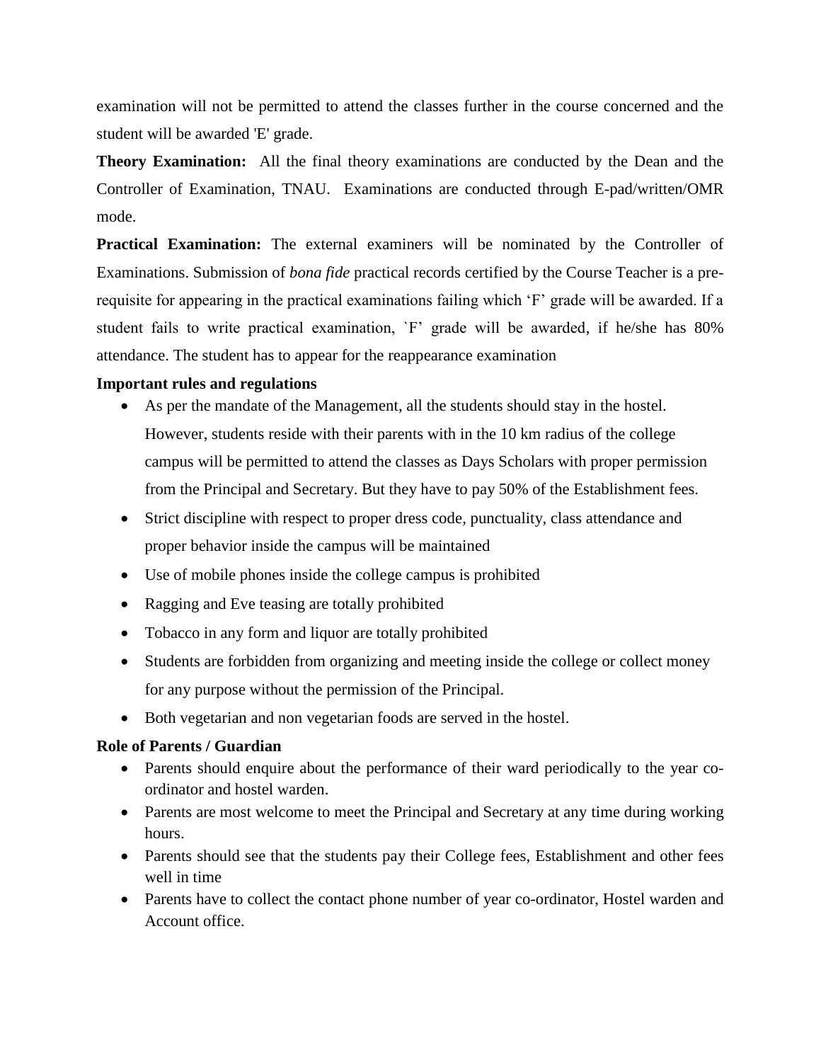examination will not be permitted to attend the classes further in the course concerned and the student will be awarded 'E' grade.

**Theory Examination:** All the final theory examinations are conducted by the Dean and the Controller of Examination, TNAU. Examinations are conducted through E-pad/written/OMR mode.

**Practical Examination:** The external examiners will be nominated by the Controller of Examinations. Submission of *bona fide* practical records certified by the Course Teacher is a pre-requisite for appearing in the practical examinations failing which 'F' grade will be awarded. If a student fails to write practical examination, `F' grade will be awarded, if he/she has 80% attendance. The student has to appear for the reappearance examination

**Important rules and regulations**

- As per the mandate of the Management, all the students should stay in the hostel. However, students reside with their parents with in the 10 km radius of the college campus will be permitted to attend the classes as Days Scholars with proper permission from the Principal and Secretary. But they have to pay 50% of the Establishment fees.
- Strict discipline with respect to proper dress code, punctuality, class attendance and proper behavior inside the campus will be maintained
- Use of mobile phones inside the college campus is prohibited
- Ragging and Eve teasing are totally prohibited
- Tobacco in any form and liquor are totally prohibited
- Students are forbidden from organizing and meeting inside the college or collect money for any purpose without the permission of the Principal.
- Both vegetarian and non vegetarian foods are served in the hostel.

**Role of Parents / Guardian**

- Parents should enquire about the performance of their ward periodically to the year co-ordinator and hostel warden.
- Parents are most welcome to meet the Principal and Secretary at any time during working hours.
- Parents should see that the students pay their College fees, Establishment and other fees well in time
- Parents have to collect the contact phone number of year co-ordinator, Hostel warden and Account office.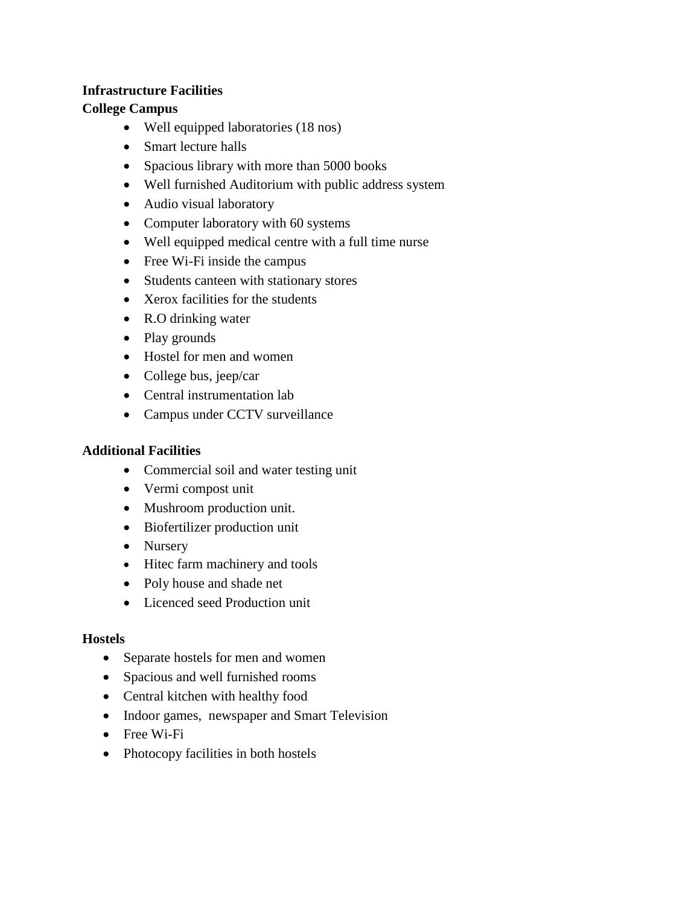**Infrastructure Facilities**

**College Campus**

- Well equipped laboratories (18 nos)
- Smart lecture halls
- Spacious library with more than 5000 books
- Well furnished Auditorium with public address system
- Audio visual laboratory
- Computer laboratory with 60 systems
- Well equipped medical centre with a full time nurse
- Free Wi-Fi inside the campus
- Students canteen with stationary stores
- Xerox facilities for the students
- R.O drinking water
- Play grounds
- Hostel for men and women
- College bus, jeep/car
- Central instrumentation lab
- Campus under CCTV surveillance

**Additional Facilities**

- Commercial soil and water testing unit
- Vermi compost unit
- Mushroom production unit.
- Biofertilizer production unit
- Nursery
- Hitec farm machinery and tools
- Poly house and shade net
- Licenced seed Production unit

**Hostels**

- Separate hostels for men and women
- Spacious and well furnished rooms
- Central kitchen with healthy food
- Indoor games, newspaper and Smart Television
- Free Wi-Fi
- Photocopy facilities in both hostels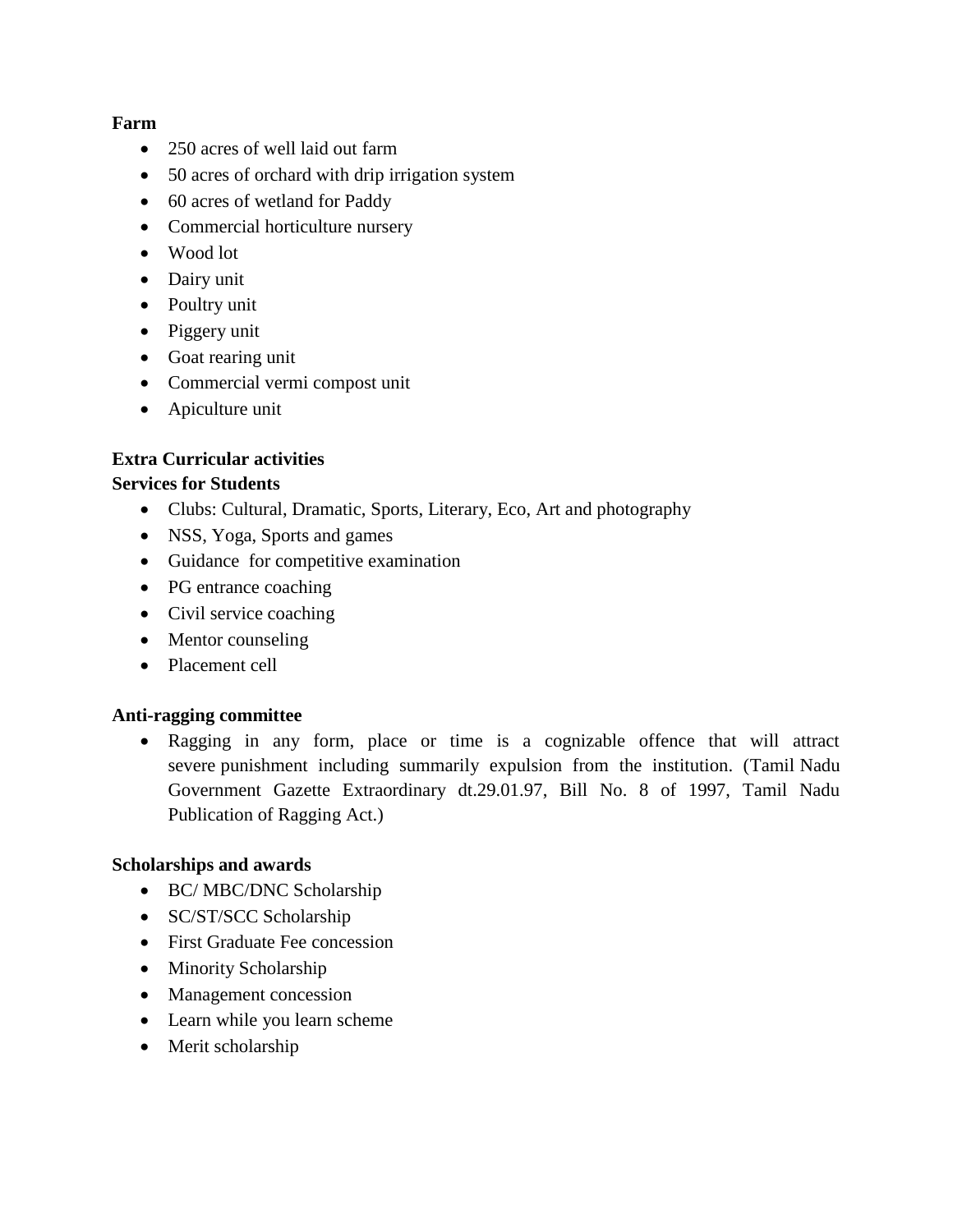**Farm**

- 250 acres of well laid out farm
- 50 acres of orchard with drip irrigation system
- 60 acres of wetland for Paddy
- Commercial horticulture nursery
- Wood lot
- Dairy unit
- Poultry unit
- Piggery unit
- Goat rearing unit
- Commercial vermi compost unit
- Apiculture unit

**Extra Curricular activities**

**Services for Students**

- Clubs: Cultural, Dramatic, Sports, Literary, Eco, Art and photography
- NSS, Yoga, Sports and games
- Guidance for competitive examination
- PG entrance coaching
- Civil service coaching
- Mentor counseling
- Placement cell

**Anti-ragging committee**

- Ragging in any form, place or time is a cognizable offence that will attract severe punishment including summarily expulsion from the institution. (Tamil Nadu Government Gazette Extraordinary dt.29.01.97, Bill No. 8 of 1997, Tamil Nadu Publication of Ragging Act.)

**Scholarships and awards**

- BC/ MBC/DNC Scholarship
- SC/ST/SCC Scholarship
- First Graduate Fee concession
- Minority Scholarship
- Management concession
- Learn while you learn scheme
- Merit scholarship